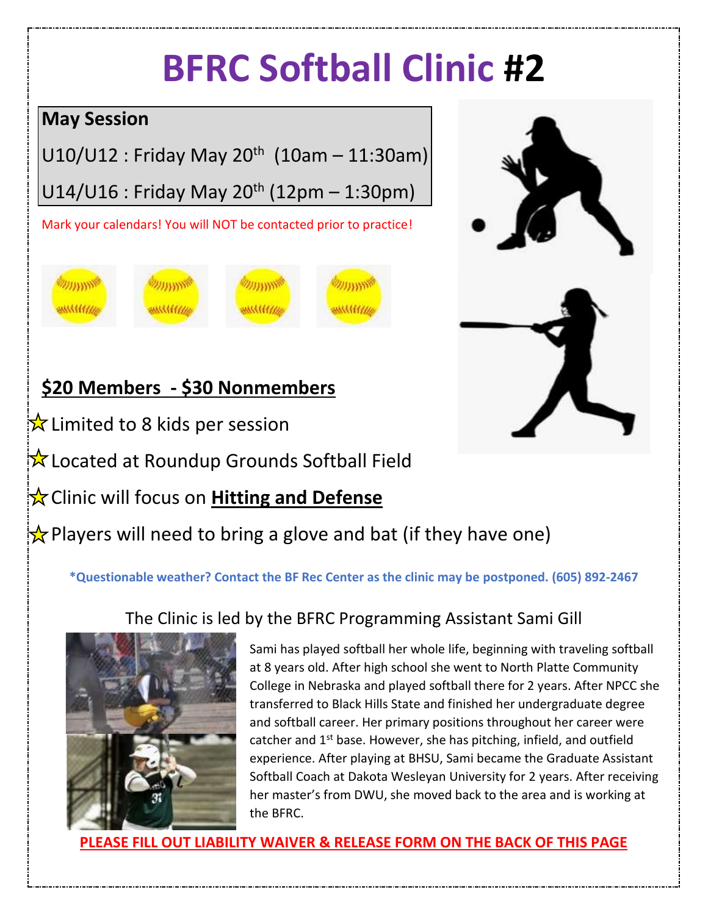# BFRC Softball Clinic #2

**May Session**

U10/U12 : Friday May 20th (10am – 11:30am)

U14/U16 : Friday May 20th (12pm – 1:30pm)

Mark your calendars! You will NOT be contacted prior to practice!

**$20 Members - $30 Nonmembers**

- Limited to 8 kids per session
- Located at Roundup Grounds Softball Field
- Clinic will focus on **Hitting and Defense**
- Players will need to bring a glove and bat (if they have one)

***Questionable weather? Contact the BF Rec Center as the clinic may be postponed. (605) 892-2467**

The Clinic is led by the BFRC Programming Assistant Sami Gill

Sami has played softball her whole life, beginning with traveling softball at 8 years old. After high school she went to North Platte Community College in Nebraska and played softball there for 2 years. After NPCC she transferred to Black Hills State and finished her undergraduate degree and softball career. Her primary positions throughout her career were catcher and 1st base. However, she has pitching, infield, and outfield experience. After playing at BHSU, Sami became the Graduate Assistant Softball Coach at Dakota Wesleyan University for 2 years. After receiving her master's from DWU, she moved back to the area and is working at the BFRC.

**PLEASE FILL OUT LIABILITY WAIVER & RELEASE FORM ON THE BACK OF THIS PAGE**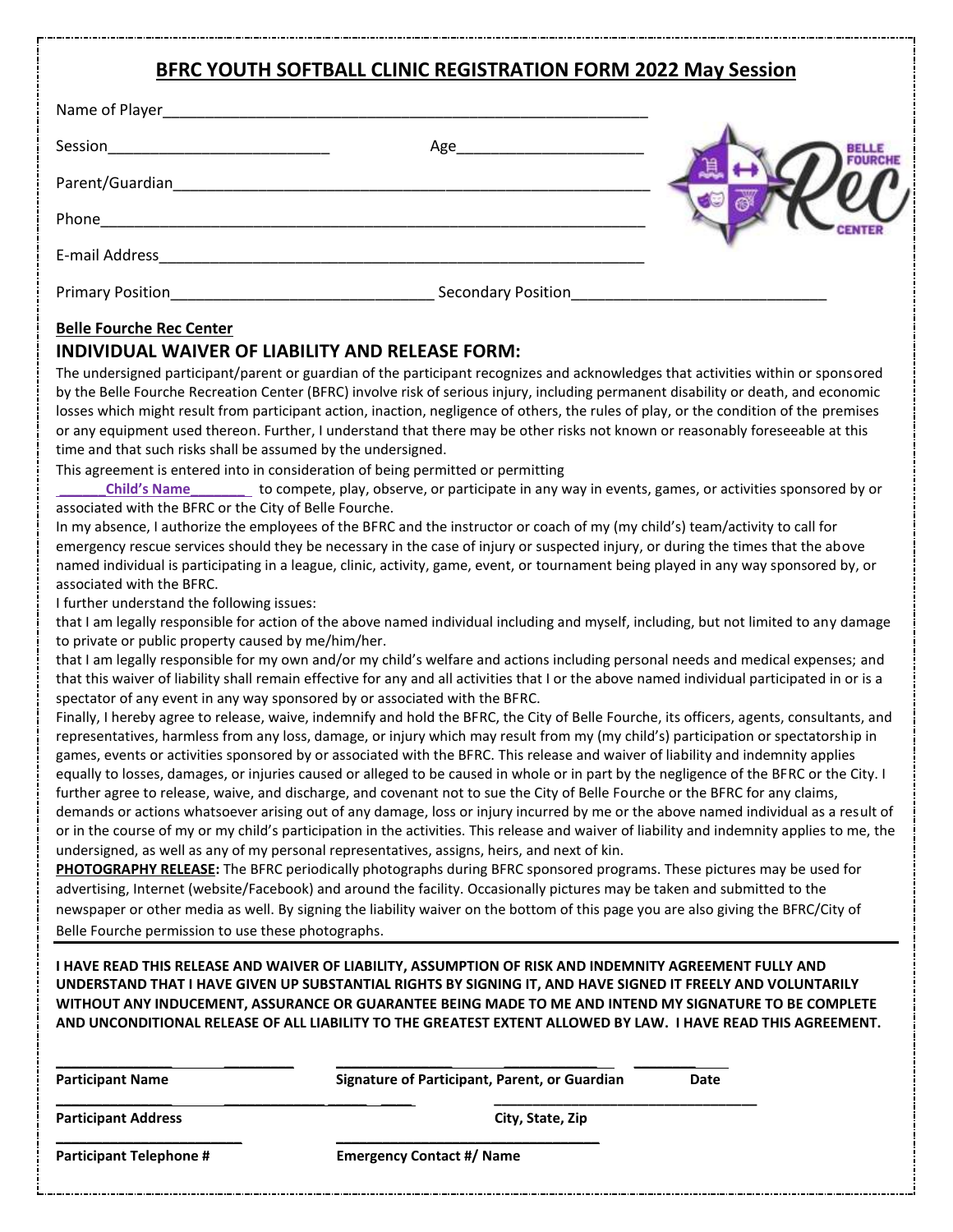## BFRC YOUTH SOFTBALL CLINIC REGISTRATION FORM 2022 May Session

Name of Player_________________________________________________________

Session_________________________ Age_____________________

Parent/Guardian______________________________________________________

Phone______________________________________________________________

E-mail Address_______________________________________________________

Primary Position______________________________ Secondary Position_____________________________

**Belle Fourche Rec Center**

### INDIVIDUAL WAIVER OF LIABILITY AND RELEASE FORM:

The undersigned participant/parent or guardian of the participant recognizes and acknowledges that activities within or sponsored by the Belle Fourche Recreation Center (BFRC) involve risk of serious injury, including permanent disability or death, and economic losses which might result from participant action, inaction, negligence of others, the rules of play, or the condition of the premises or any equipment used thereon. Further, I understand that there may be other risks not known or reasonably foreseeable at this time and that such risks shall be assumed by the undersigned.

This agreement is entered into in consideration of being permitted or permitting ______**Child's Name**_______ to compete, play, observe, or participate in any way in events, games, or activities sponsored by or associated with the BFRC or the City of Belle Fourche.

In my absence, I authorize the employees of the BFRC and the instructor or coach of my (my child's) team/activity to call for emergency rescue services should they be necessary in the case of injury or suspected injury, or during the times that the above named individual is participating in a league, clinic, activity, game, event, or tournament being played in any way sponsored by, or associated with the BFRC.

I further understand the following issues:

that I am legally responsible for action of the above named individual including and myself, including, but not limited to any damage to private or public property caused by me/him/her.

that I am legally responsible for my own and/or my child's welfare and actions including personal needs and medical expenses; and that this waiver of liability shall remain effective for any and all activities that I or the above named individual participated in or is a spectator of any event in any way sponsored by or associated with the BFRC.

Finally, I hereby agree to release, waive, indemnify and hold the BFRC, the City of Belle Fourche, its officers, agents, consultants, and representatives, harmless from any loss, damage, or injury which may result from my (my child's) participation or spectatorship in games, events or activities sponsored by or associated with the BFRC. This release and waiver of liability and indemnity applies equally to losses, damages, or injuries caused or alleged to be caused in whole or in part by the negligence of the BFRC or the City. I further agree to release, waive, and discharge, and covenant not to sue the City of Belle Fourche or the BFRC for any claims, demands or actions whatsoever arising out of any damage, loss or injury incurred by me or the above named individual as a result of or in the course of my or my child's participation in the activities. This release and waiver of liability and indemnity applies to me, the undersigned, as well as any of my personal representatives, assigns, heirs, and next of kin.

**PHOTOGRAPHY RELEASE:** The BFRC periodically photographs during BFRC sponsored programs. These pictures may be used for advertising, Internet (website/Facebook) and around the facility. Occasionally pictures may be taken and submitted to the newspaper or other media as well. By signing the liability waiver on the bottom of this page you are also giving the BFRC/City of Belle Fourche permission to use these photographs.

**I HAVE READ THIS RELEASE AND WAIVER OF LIABILITY, ASSUMPTION OF RISK AND INDEMNITY AGREEMENT FULLY AND UNDERSTAND THAT I HAVE GIVEN UP SUBSTANTIAL RIGHTS BY SIGNING IT, AND HAVE SIGNED IT FREELY AND VOLUNTARILY WITHOUT ANY INDUCEMENT, ASSURANCE OR GUARANTEE BEING MADE TO ME AND INTEND MY SIGNATURE TO BE COMPLETE AND UNCONDITIONAL RELEASE OF ALL LIABILITY TO THE GREATEST EXTENT ALLOWED BY LAW. I HAVE READ THIS AGREEMENT.**

______________________ ______________________________________ __________

**Participant Name** **Signature of Participant, Parent, or Guardian** **Date**

______________________________________ ______________________________

**Participant Address** **City, State, Zip**

______________________ ______________________________

**Participant Telephone #** **Emergency Contact #/ Name**